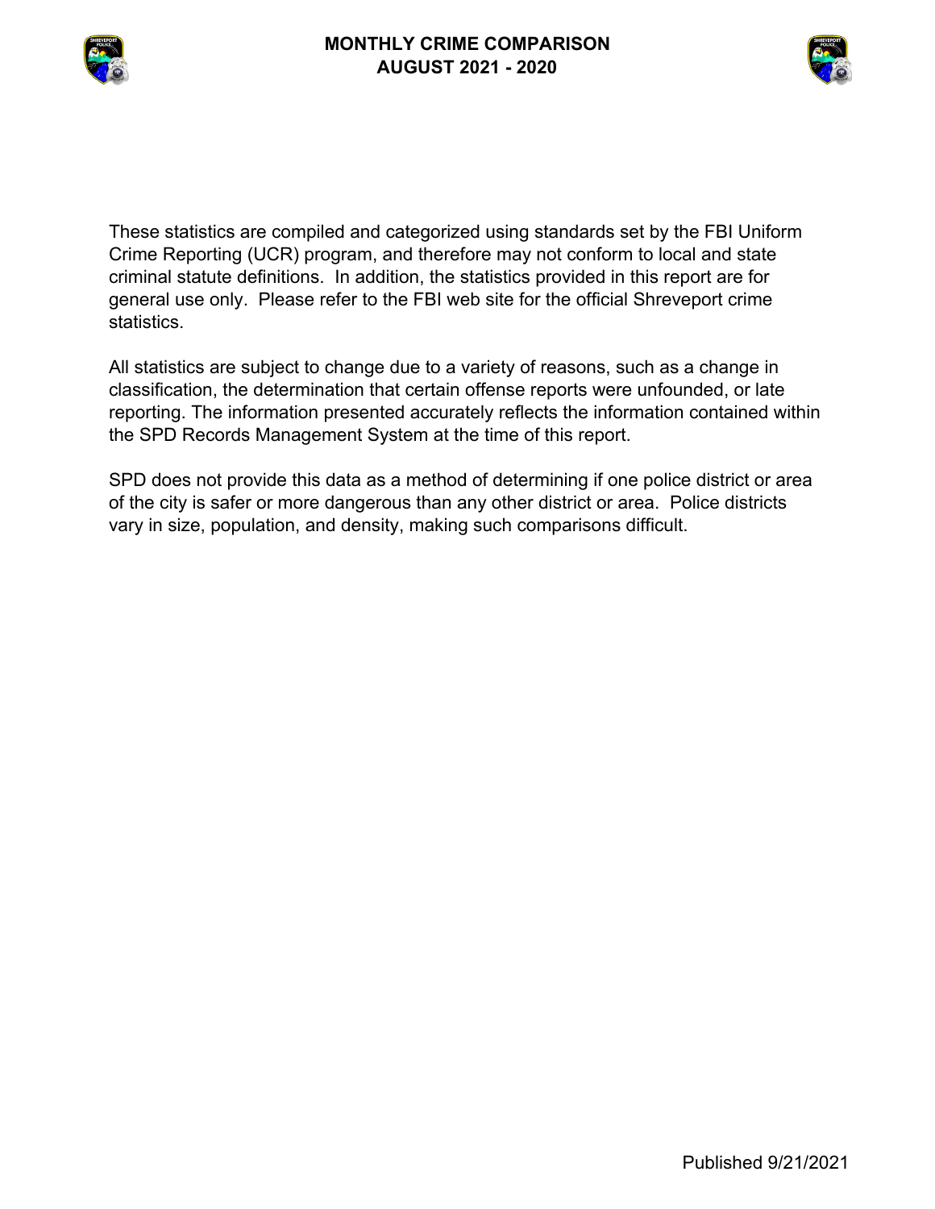# MONTHLY CRIME COMPARISON
# AUGUST 2021 - 2020

These statistics are compiled and categorized using standards set by the FBI Uniform Crime Reporting (UCR) program, and therefore may not conform to local and state criminal statute definitions. In addition, the statistics provided in this report are for general use only. Please refer to the FBI web site for the official Shreveport crime statistics.

All statistics are subject to change due to a variety of reasons, such as a change in classification, the determination that certain offense reports were unfounded, or late reporting. The information presented accurately reflects the information contained within the SPD Records Management System at the time of this report.

SPD does not provide this data as a method of determining if one police district or area of the city is safer or more dangerous than any other district or area. Police districts vary in size, population, and density, making such comparisons difficult.

Published 9/21/2021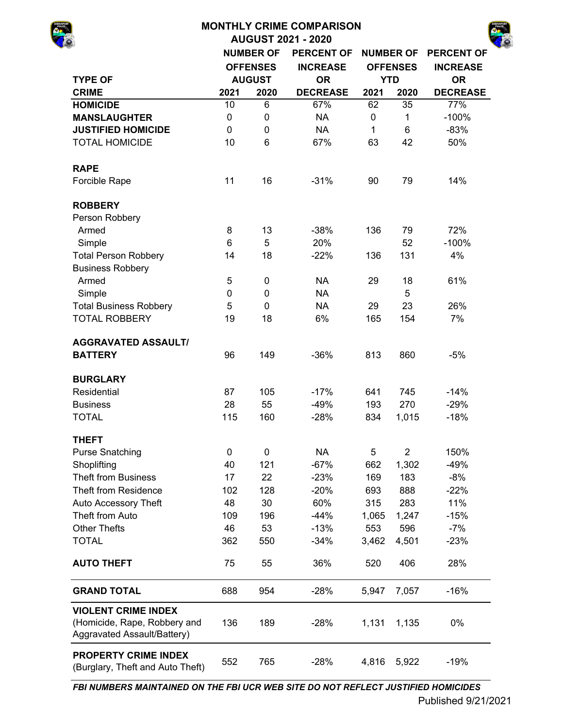# MONTHLY CRIME COMPARISON

## AUGUST 2021 - 2020

| TYPE OF CRIME | NUMBER OF OFFENSES AUGUST 2021 | NUMBER OF OFFENSES AUGUST 2020 | PERCENT OF INCREASE OR DECREASE | NUMBER OF OFFENSES YTD 2021 | NUMBER OF OFFENSES YTD 2020 | PERCENT OF INCREASE OR DECREASE |
|---|---|---|---|---|---|---|
| **HOMICIDE** | 10 | 6 | 67% | 62 | 35 | 77% |
| **MANSLAUGHTER** | 0 | 0 | NA | 0 | 1 | -100% |
| **JUSTIFIED HOMICIDE** | 0 | 0 | NA | 1 | 6 | -83% |
| TOTAL HOMICIDE | 10 | 6 | 67% | 63 | 42 | 50% |
| **RAPE** | | | | | | |
| Forcible Rape | 11 | 16 | -31% | 90 | 79 | 14% |
| **ROBBERY** | | | | | | |
| Person Robbery | | | | | | |
| Armed | 8 | 13 | -38% | 136 | 79 | 72% |
| Simple | 6 | 5 | 20% | | 52 | -100% |
| Total Person Robbery | 14 | 18 | -22% | 136 | 131 | 4% |
| Business Robbery | | | | | | |
| Armed | 5 | 0 | NA | 29 | 18 | 61% |
| Simple | 0 | 0 | NA | | 5 | |
| Total Business Robbery | 5 | 0 | NA | 29 | 23 | 26% |
| TOTAL ROBBERY | 19 | 18 | 6% | 165 | 154 | 7% |
| **AGGRAVATED ASSAULT/ BATTERY** | 96 | 149 | -36% | 813 | 860 | -5% |
| **BURGLARY** | | | | | | |
| Residential | 87 | 105 | -17% | 641 | 745 | -14% |
| Business | 28 | 55 | -49% | 193 | 270 | -29% |
| TOTAL | 115 | 160 | -28% | 834 | 1,015 | -18% |
| **THEFT** | | | | | | |
| Purse Snatching | 0 | 0 | NA | 5 | 2 | 150% |
| Shoplifting | 40 | 121 | -67% | 662 | 1,302 | -49% |
| Theft from Business | 17 | 22 | -23% | 169 | 183 | -8% |
| Theft from Residence | 102 | 128 | -20% | 693 | 888 | -22% |
| Auto Accessory Theft | 48 | 30 | 60% | 315 | 283 | 11% |
| Theft from Auto | 109 | 196 | -44% | 1,065 | 1,247 | -15% |
| Other Thefts | 46 | 53 | -13% | 553 | 596 | -7% |
| TOTAL | 362 | 550 | -34% | 3,462 | 4,501 | -23% |
| **AUTO THEFT** | 75 | 55 | 36% | 520 | 406 | 28% |
| **GRAND TOTAL** | 688 | 954 | -28% | 5,947 | 7,057 | -16% |
| **VIOLENT CRIME INDEX** (Homicide, Rape, Robbery and Aggravated Assault/Battery) | 136 | 189 | -28% | 1,131 | 1,135 | 0% |
| **PROPERTY CRIME INDEX** (Burglary, Theft and Auto Theft) | 552 | 765 | -28% | 4,816 | 5,922 | -19% |

***FBI NUMBERS MAINTAINED ON THE FBI UCR WEB SITE DO NOT REFLECT JUSTIFIED HOMICIDES***

Published 9/21/2021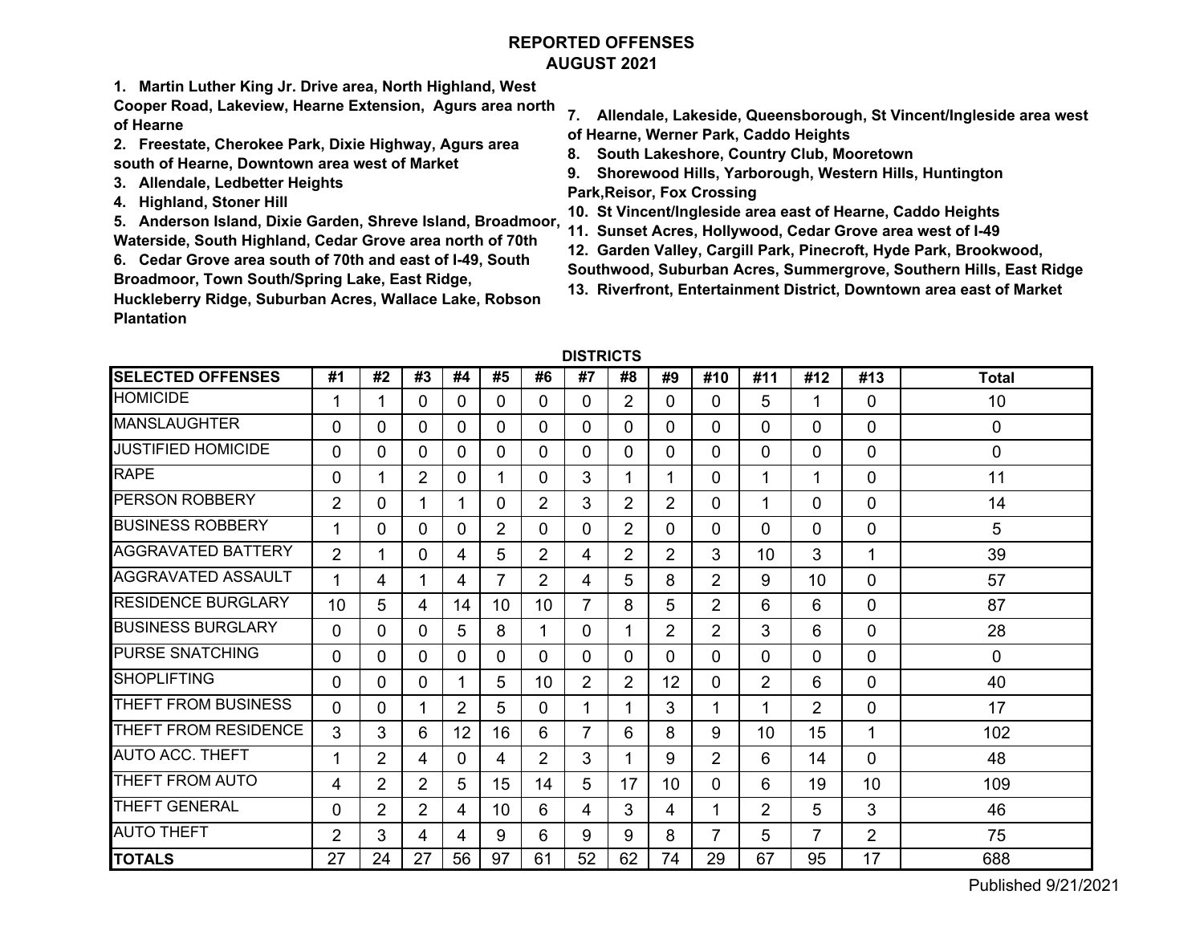# REPORTED OFFENSES
## AUGUST 2021

1. Martin Luther King Jr. Drive area, North Highland, West Cooper Road, Lakeview, Hearne Extension, Agurs area north of Hearne
2. Freestate, Cherokee Park, Dixie Highway, Agurs area south of Hearne, Downtown area west of Market
3. Allendale, Ledbetter Heights
4. Highland, Stoner Hill
5. Anderson Island, Dixie Garden, Shreve Island, Broadmoor, Waterside, South Highland, Cedar Grove area north of 70th
6. Cedar Grove area south of 70th and east of I-49, South Broadmoor, Town South/Spring Lake, East Ridge, Huckleberry Ridge, Suburban Acres, Wallace Lake, Robson Plantation
7. Allendale, Lakeside, Queensborough, St Vincent/Ingleside area west of Hearne, Werner Park, Caddo Heights
8. South Lakeshore, Country Club, Mooretown
9. Shorewood Hills, Yarborough, Western Hills, Huntington Park,Reisor, Fox Crossing
10. St Vincent/Ingleside area east of Hearne, Caddo Heights
11. Sunset Acres, Hollywood, Cedar Grove area west of I-49
12. Garden Valley, Cargill Park, Pinecroft, Hyde Park, Brookwood, Southwood, Suburban Acres, Summergrove, Southern Hills, East Ridge
13. Riverfront, Entertainment District, Downtown area east of Market

**DISTRICTS**

| SELECTED OFFENSES | #1 | #2 | #3 | #4 | #5 | #6 | #7 | #8 | #9 | #10 | #11 | #12 | #13 | Total |
|---|---|---|---|---|---|---|---|---|---|---|---|---|---|---|
| HOMICIDE | 1 | 1 | 0 | 0 | 0 | 0 | 0 | 2 | 0 | 0 | 5 | 1 | 0 | 10 |
| MANSLAUGHTER | 0 | 0 | 0 | 0 | 0 | 0 | 0 | 0 | 0 | 0 | 0 | 0 | 0 | 0 |
| JUSTIFIED HOMICIDE | 0 | 0 | 0 | 0 | 0 | 0 | 0 | 0 | 0 | 0 | 0 | 0 | 0 | 0 |
| RAPE | 0 | 1 | 2 | 0 | 1 | 0 | 3 | 1 | 1 | 0 | 1 | 1 | 0 | 11 |
| PERSON ROBBERY | 2 | 0 | 1 | 1 | 0 | 2 | 3 | 2 | 2 | 0 | 1 | 0 | 0 | 14 |
| BUSINESS ROBBERY | 1 | 0 | 0 | 0 | 2 | 0 | 0 | 2 | 0 | 0 | 0 | 0 | 0 | 5 |
| AGGRAVATED BATTERY | 2 | 1 | 0 | 4 | 5 | 2 | 4 | 2 | 2 | 3 | 10 | 3 | 1 | 39 |
| AGGRAVATED ASSAULT | 1 | 4 | 1 | 4 | 7 | 2 | 4 | 5 | 8 | 2 | 9 | 10 | 0 | 57 |
| RESIDENCE BURGLARY | 10 | 5 | 4 | 14 | 10 | 10 | 7 | 8 | 5 | 2 | 6 | 6 | 0 | 87 |
| BUSINESS BURGLARY | 0 | 0 | 0 | 5 | 8 | 1 | 0 | 1 | 2 | 2 | 3 | 6 | 0 | 28 |
| PURSE SNATCHING | 0 | 0 | 0 | 0 | 0 | 0 | 0 | 0 | 0 | 0 | 0 | 0 | 0 | 0 |
| SHOPLIFTING | 0 | 0 | 0 | 1 | 5 | 10 | 2 | 2 | 12 | 0 | 2 | 6 | 0 | 40 |
| THEFT FROM BUSINESS | 0 | 0 | 1 | 2 | 5 | 0 | 1 | 1 | 3 | 1 | 1 | 2 | 0 | 17 |
| THEFT FROM RESIDENCE | 3 | 3 | 6 | 12 | 16 | 6 | 7 | 6 | 8 | 9 | 10 | 15 | 1 | 102 |
| AUTO ACC. THEFT | 1 | 2 | 4 | 0 | 4 | 2 | 3 | 1 | 9 | 2 | 6 | 14 | 0 | 48 |
| THEFT FROM AUTO | 4 | 2 | 2 | 5 | 15 | 14 | 5 | 17 | 10 | 0 | 6 | 19 | 10 | 109 |
| THEFT GENERAL | 0 | 2 | 2 | 4 | 10 | 6 | 4 | 3 | 4 | 1 | 2 | 5 | 3 | 46 |
| AUTO THEFT | 2 | 3 | 4 | 4 | 9 | 6 | 9 | 9 | 8 | 7 | 5 | 7 | 2 | 75 |
| **TOTALS** | 27 | 24 | 27 | 56 | 97 | 61 | 52 | 62 | 74 | 29 | 67 | 95 | 17 | 688 |

Published 9/21/2021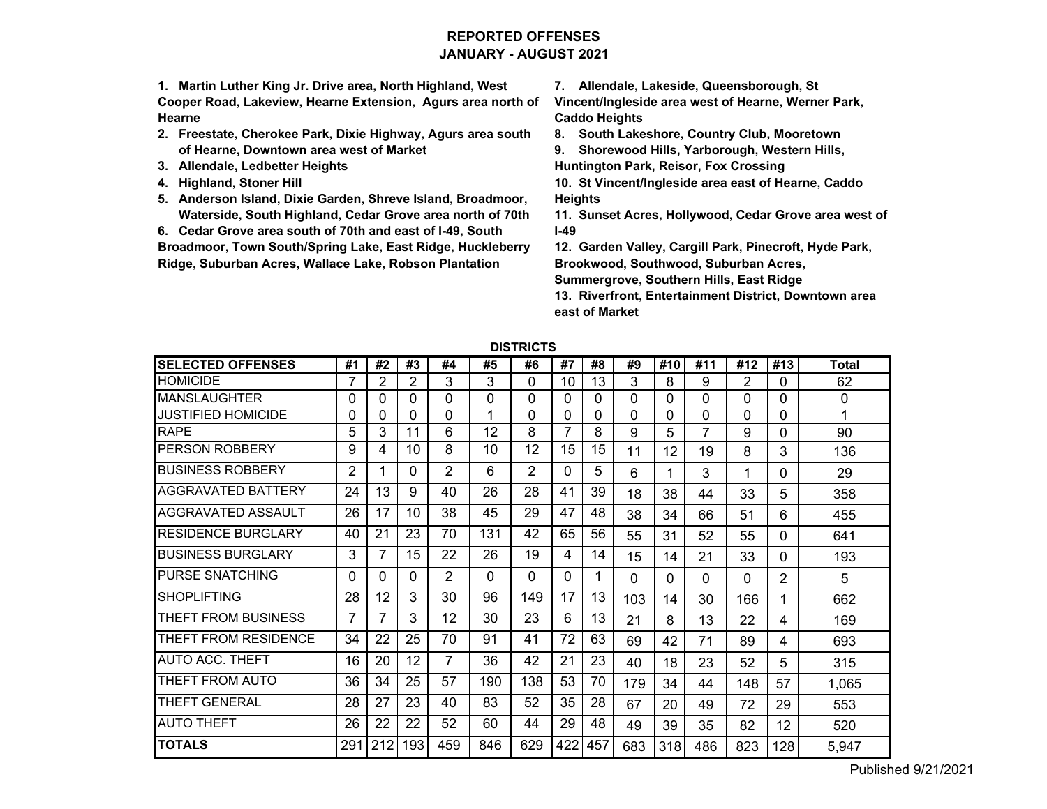# REPORTED OFFENSES
## JANUARY - AUGUST 2021

1. **Martin Luther King Jr. Drive area, North Highland, West Cooper Road, Lakeview, Hearne Extension, Agurs area north of Hearne**
2. **Freestate, Cherokee Park, Dixie Highway, Agurs area south of Hearne, Downtown area west of Market**
3. **Allendale, Ledbetter Heights**
4. **Highland, Stoner Hill**
5. **Anderson Island, Dixie Garden, Shreve Island, Broadmoor, Waterside, South Highland, Cedar Grove area north of 70th**
6. **Cedar Grove area south of 70th and east of I-49, South Broadmoor, Town South/Spring Lake, East Ridge, Huckleberry Ridge, Suburban Acres, Wallace Lake, Robson Plantation**
7. **Allendale, Lakeside, Queensborough, St Vincent/Ingleside area west of Hearne, Werner Park, Caddo Heights**
8. **South Lakeshore, Country Club, Mooretown**
9. **Shorewood Hills, Yarborough, Western Hills, Huntington Park, Reisor, Fox Crossing**
10. **St Vincent/Ingleside area east of Hearne, Caddo Heights**
11. **Sunset Acres, Hollywood, Cedar Grove area west of I-49**
12. **Garden Valley, Cargill Park, Pinecroft, Hyde Park, Brookwood, Southwood, Suburban Acres, Summergrove, Southern Hills, East Ridge**
13. **Riverfront, Entertainment District, Downtown area east of Market**

**DISTRICTS**

| SELECTED OFFENSES | #1 | #2 | #3 | #4 | #5 | #6 | #7 | #8 | #9 | #10 | #11 | #12 | #13 | Total |
|---|---|---|---|---|---|---|---|---|---|---|---|---|---|---|
| HOMICIDE | 7 | 2 | 2 | 3 | 3 | 0 | 10 | 13 | 3 | 8 | 9 | 2 | 0 | 62 |
| MANSLAUGHTER | 0 | 0 | 0 | 0 | 0 | 0 | 0 | 0 | 0 | 0 | 0 | 0 | 0 | 0 |
| JUSTIFIED HOMICIDE | 0 | 0 | 0 | 0 | 1 | 0 | 0 | 0 | 0 | 0 | 0 | 0 | 0 | 1 |
| RAPE | 5 | 3 | 11 | 6 | 12 | 8 | 7 | 8 | 9 | 5 | 7 | 9 | 0 | 90 |
| PERSON ROBBERY | 9 | 4 | 10 | 8 | 10 | 12 | 15 | 15 | 11 | 12 | 19 | 8 | 3 | 136 |
| BUSINESS ROBBERY | 2 | 1 | 0 | 2 | 6 | 2 | 0 | 5 | 6 | 1 | 3 | 1 | 0 | 29 |
| AGGRAVATED BATTERY | 24 | 13 | 9 | 40 | 26 | 28 | 41 | 39 | 18 | 38 | 44 | 33 | 5 | 358 |
| AGGRAVATED ASSAULT | 26 | 17 | 10 | 38 | 45 | 29 | 47 | 48 | 38 | 34 | 66 | 51 | 6 | 455 |
| RESIDENCE BURGLARY | 40 | 21 | 23 | 70 | 131 | 42 | 65 | 56 | 55 | 31 | 52 | 55 | 0 | 641 |
| BUSINESS BURGLARY | 3 | 7 | 15 | 22 | 26 | 19 | 4 | 14 | 15 | 14 | 21 | 33 | 0 | 193 |
| PURSE SNATCHING | 0 | 0 | 0 | 2 | 0 | 0 | 0 | 1 | 0 | 0 | 0 | 0 | 2 | 5 |
| SHOPLIFTING | 28 | 12 | 3 | 30 | 96 | 149 | 17 | 13 | 103 | 14 | 30 | 166 | 1 | 662 |
| THEFT FROM BUSINESS | 7 | 7 | 3 | 12 | 30 | 23 | 6 | 13 | 21 | 8 | 13 | 22 | 4 | 169 |
| THEFT FROM RESIDENCE | 34 | 22 | 25 | 70 | 91 | 41 | 72 | 63 | 69 | 42 | 71 | 89 | 4 | 693 |
| AUTO ACC. THEFT | 16 | 20 | 12 | 7 | 36 | 42 | 21 | 23 | 40 | 18 | 23 | 52 | 5 | 315 |
| THEFT FROM AUTO | 36 | 34 | 25 | 57 | 190 | 138 | 53 | 70 | 179 | 34 | 44 | 148 | 57 | 1,065 |
| THEFT GENERAL | 28 | 27 | 23 | 40 | 83 | 52 | 35 | 28 | 67 | 20 | 49 | 72 | 29 | 553 |
| AUTO THEFT | 26 | 22 | 22 | 52 | 60 | 44 | 29 | 48 | 49 | 39 | 35 | 82 | 12 | 520 |
| **TOTALS** | 291 | 212 | 193 | 459 | 846 | 629 | 422 | 457 | 683 | 318 | 486 | 823 | 128 | 5,947 |

Published 9/21/2021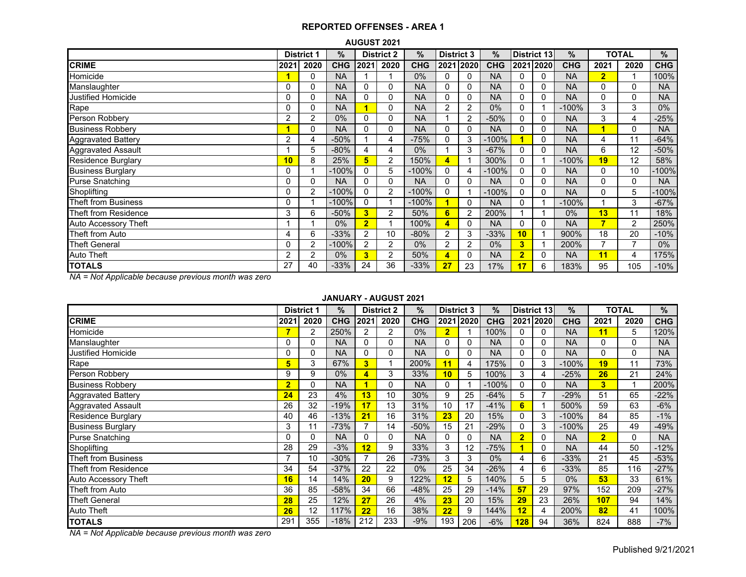# REPORTED OFFENSES - AREA 1

## AUGUST 2021

| | District 1 | | % | District 2 | | % | District 3 | | % | District 13 | | % | TOTAL | | % |
|---|---|---|---|---|---|---|---|---|---|---|---|---|---|---|---|
| **CRIME** | **2021** | **2020** | **CHG** | **2021** | **2020** | **CHG** | **2021** | **2020** | **CHG** | **2021** | **2020** | **CHG** | **2021** | **2020** | **CHG** |
| Homicide | **1** | 0 | NA | 1 | 1 | 0% | 0 | 0 | NA | 0 | 0 | NA | **2** | 1 | 100% |
| Manslaughter | 0 | 0 | NA | 0 | 0 | NA | 0 | 0 | NA | 0 | 0 | NA | 0 | 0 | NA |
| Justified Homicide | 0 | 0 | NA | 0 | 0 | NA | 0 | 0 | NA | 0 | 0 | NA | 0 | 0 | NA |
| Rape | 0 | 0 | NA | **1** | 0 | NA | 2 | 2 | 0% | 0 | 1 | -100% | 3 | 3 | 0% |
| Person Robbery | 2 | 2 | 0% | 0 | 0 | NA | 1 | 2 | -50% | 0 | 0 | NA | 3 | 4 | -25% |
| Business Robbery | **1** | 0 | NA | 0 | 0 | NA | 0 | 0 | NA | 0 | 0 | NA | **1** | 0 | NA |
| Aggravated Battery | 2 | 4 | -50% | 1 | 4 | -75% | 0 | 3 | -100% | **1** | 0 | NA | 4 | 11 | -64% |
| Aggravated Assault | 1 | 5 | -80% | 4 | 4 | 0% | 1 | 3 | -67% | 0 | 0 | NA | 6 | 12 | -50% |
| Residence Burglary | **10** | 8 | 25% | **5** | 2 | 150% | **4** | 1 | 300% | 0 | 1 | -100% | **19** | 12 | 58% |
| Business Burglary | 0 | 1 | -100% | 0 | 5 | -100% | 0 | 4 | -100% | 0 | 0 | NA | 0 | 10 | -100% |
| Purse Snatching | 0 | 0 | NA | 0 | 0 | NA | 0 | 0 | NA | 0 | 0 | NA | 0 | 0 | NA |
| Shoplifting | 0 | 2 | -100% | 0 | 2 | -100% | 0 | 1 | -100% | 0 | 0 | NA | 0 | 5 | -100% |
| Theft from Business | 0 | 1 | -100% | 0 | 1 | -100% | **1** | 0 | NA | 0 | 1 | -100% | 1 | 3 | -67% |
| Theft from Residence | 3 | 6 | -50% | **3** | 2 | 50% | **6** | 2 | 200% | 1 | 1 | 0% | **13** | 11 | 18% |
| Auto Accessory Theft | 1 | 1 | 0% | **2** | 1 | 100% | **4** | 0 | NA | 0 | 0 | NA | **7** | 2 | 250% |
| Theft from Auto | 4 | 6 | -33% | 2 | 10 | -80% | 2 | 3 | -33% | **10** | 1 | 900% | 18 | 20 | -10% |
| Theft General | 0 | 2 | -100% | 2 | 2 | 0% | 2 | 2 | 0% | **3** | 1 | 200% | 7 | 7 | 0% |
| Auto Theft | 2 | 2 | 0% | **3** | 2 | 50% | **4** | 0 | NA | **2** | 0 | NA | **11** | 4 | 175% |
| **TOTALS** | 27 | 40 | -33% | 24 | 36 | -33% | **27** | 23 | 17% | **17** | 6 | 183% | 95 | 105 | -10% |

*NA = Not Applicable because previous month was zero*

## JANUARY - AUGUST 2021

| | District 1 | | % | District 2 | | % | District 3 | | % | District 13 | | % | TOTAL | | % |
|---|---|---|---|---|---|---|---|---|---|---|---|---|---|---|---|
| **CRIME** | **2021** | **2020** | **CHG** | **2021** | **2020** | **CHG** | **2021** | **2020** | **CHG** | **2021** | **2020** | **CHG** | **2021** | **2020** | **CHG** |
| Homicide | **7** | 2 | 250% | 2 | 2 | 0% | **2** | 1 | 100% | 0 | 0 | NA | **11** | 5 | 120% |
| Manslaughter | 0 | 0 | NA | 0 | 0 | NA | 0 | 0 | NA | 0 | 0 | NA | 0 | 0 | NA |
| Justified Homicide | 0 | 0 | NA | 0 | 0 | NA | 0 | 0 | NA | 0 | 0 | NA | 0 | 0 | NA |
| Rape | **5** | 3 | 67% | **3** | 1 | 200% | **11** | 4 | 175% | 0 | 3 | -100% | **19** | 11 | 73% |
| Person Robbery | 9 | 9 | 0% | **4** | 3 | 33% | **10** | 5 | 100% | 3 | 4 | -25% | **26** | 21 | 24% |
| Business Robbery | **2** | 0 | NA | **1** | 0 | NA | 0 | 1 | -100% | 0 | 0 | NA | **3** | 1 | 200% |
| Aggravated Battery | **24** | 23 | 4% | **13** | 10 | 30% | 9 | 25 | -64% | 5 | 7 | -29% | 51 | 65 | -22% |
| Aggravated Assault | 26 | 32 | -19% | **17** | 13 | 31% | 10 | 17 | -41% | **6** | 1 | 500% | 59 | 63 | -6% |
| Residence Burglary | 40 | 46 | -13% | **21** | 16 | 31% | **23** | 20 | 15% | 0 | 3 | -100% | 84 | 85 | -1% |
| Business Burglary | 3 | 11 | -73% | 7 | 14 | -50% | 15 | 21 | -29% | 0 | 3 | -100% | 25 | 49 | -49% |
| Purse Snatching | 0 | 0 | NA | 0 | 0 | NA | 0 | 0 | NA | **2** | 0 | NA | **2** | 0 | NA |
| Shoplifting | 28 | 29 | -3% | **12** | 9 | 33% | 3 | 12 | -75% | **1** | 0 | NA | 44 | 50 | -12% |
| Theft from Business | 7 | 10 | -30% | 7 | 26 | -73% | 3 | 3 | 0% | 4 | 6 | -33% | 21 | 45 | -53% |
| Theft from Residence | 34 | 54 | -37% | 22 | 22 | 0% | 25 | 34 | -26% | 4 | 6 | -33% | 85 | 116 | -27% |
| Auto Accessory Theft | **16** | 14 | 14% | **20** | 9 | 122% | **12** | 5 | 140% | 5 | 5 | 0% | **53** | 33 | 61% |
| Theft from Auto | 36 | 85 | -58% | 34 | 66 | -48% | 25 | 29 | -14% | **57** | 29 | 97% | 152 | 209 | -27% |
| Theft General | **28** | 25 | 12% | **27** | 26 | 4% | **23** | 20 | 15% | **29** | 23 | 26% | **107** | 94 | 14% |
| Auto Theft | **26** | 12 | 117% | **22** | 16 | 38% | **22** | 9 | 144% | **12** | 4 | 200% | **82** | 41 | 100% |
| **TOTALS** | 291 | 355 | -18% | 212 | 233 | -9% | 193 | 206 | -6% | **128** | 94 | 36% | 824 | 888 | -7% |

*NA = Not Applicable because previous month was zero*

Published 9/21/2021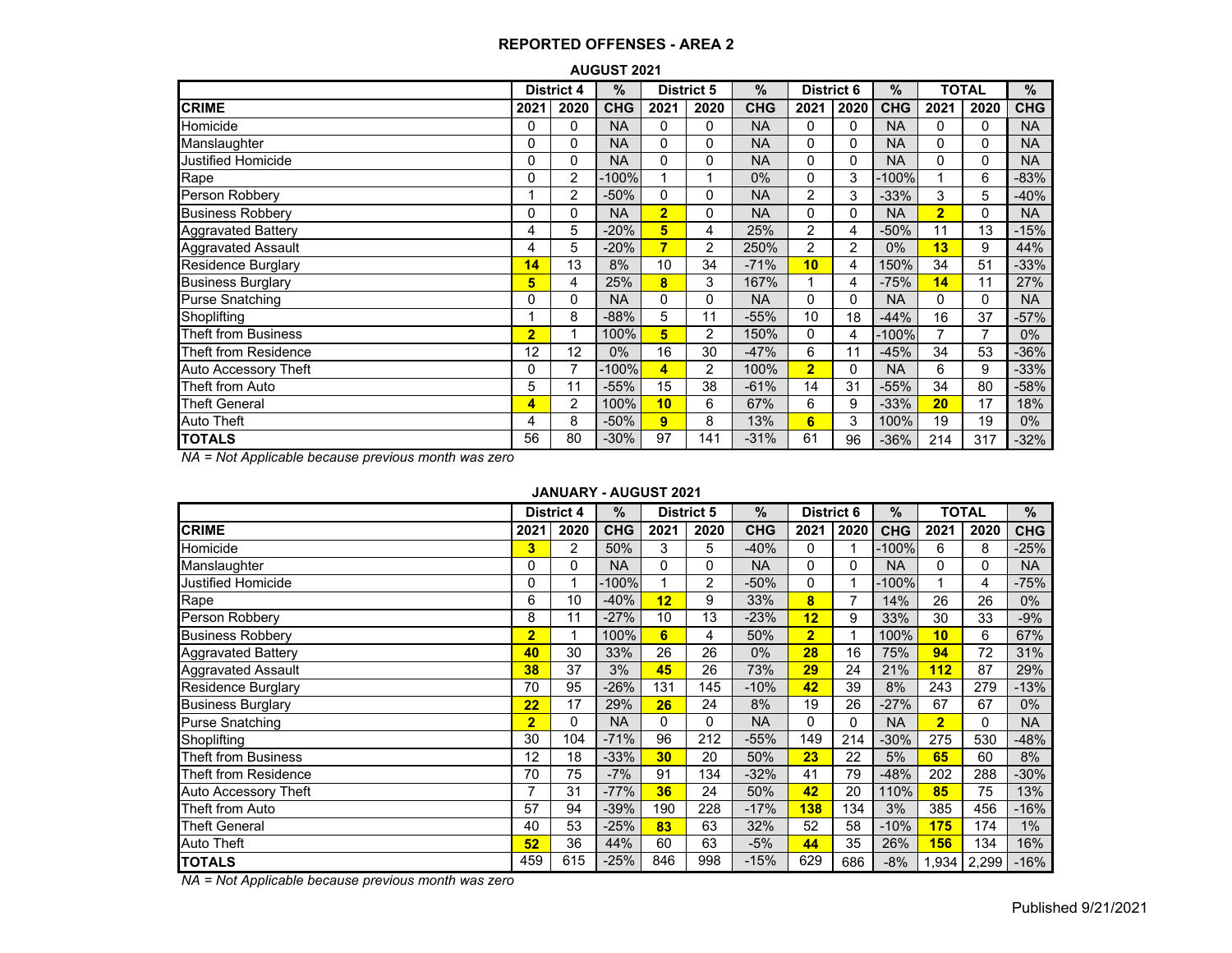## REPORTED OFFENSES - AREA 2

### AUGUST 2021

| | District 4 | | % | District 5 | | % | District 6 | | % | TOTAL | | % |
|---|---|---|---|---|---|---|---|---|---|---|---|---|
| **CRIME** | **2021** | **2020** | **CHG** | **2021** | **2020** | **CHG** | **2021** | **2020** | **CHG** | **2021** | **2020** | **CHG** |
| Homicide | 0 | 0 | NA | 0 | 0 | NA | 0 | 0 | NA | 0 | 0 | NA |
| Manslaughter | 0 | 0 | NA | 0 | 0 | NA | 0 | 0 | NA | 0 | 0 | NA |
| Justified Homicide | 0 | 0 | NA | 0 | 0 | NA | 0 | 0 | NA | 0 | 0 | NA |
| Rape | 0 | 2 | -100% | 1 | 1 | 0% | 0 | 3 | -100% | 1 | 6 | -83% |
| Person Robbery | 1 | 2 | -50% | 0 | 0 | NA | 2 | 3 | -33% | 3 | 5 | -40% |
| Business Robbery | 0 | 0 | NA | **2** | 0 | NA | 0 | 0 | NA | **2** | 0 | NA |
| Aggravated Battery | 4 | 5 | -20% | **5** | 4 | 25% | 2 | 4 | -50% | 11 | 13 | -15% |
| Aggravated Assault | 4 | 5 | -20% | **7** | 2 | 250% | 2 | 2 | 0% | **13** | 9 | 44% |
| Residence Burglary | **14** | 13 | 8% | 10 | 34 | -71% | **10** | 4 | 150% | 34 | 51 | -33% |
| Business Burglary | **5** | 4 | 25% | **8** | 3 | 167% | 1 | 4 | -75% | **14** | 11 | 27% |
| Purse Snatching | 0 | 0 | NA | 0 | 0 | NA | 0 | 0 | NA | 0 | 0 | NA |
| Shoplifting | 1 | 8 | -88% | 5 | 11 | -55% | 10 | 18 | -44% | 16 | 37 | -57% |
| Theft from Business | **2** | 1 | 100% | **5** | 2 | 150% | 0 | 4 | -100% | 7 | 7 | 0% |
| Theft from Residence | 12 | 12 | 0% | 16 | 30 | -47% | 6 | 11 | -45% | 34 | 53 | -36% |
| Auto Accessory Theft | 0 | 7 | -100% | **4** | 2 | 100% | **2** | 0 | NA | 6 | 9 | -33% |
| Theft from Auto | 5 | 11 | -55% | 15 | 38 | -61% | 14 | 31 | -55% | 34 | 80 | -58% |
| Theft General | **4** | 2 | 100% | **10** | 6 | 67% | 6 | 9 | -33% | **20** | 17 | 18% |
| Auto Theft | 4 | 8 | -50% | **9** | 8 | 13% | **6** | 3 | 100% | 19 | 19 | 0% |
| **TOTALS** | 56 | 80 | -30% | 97 | 141 | -31% | 61 | 96 | -36% | 214 | 317 | -32% |

*NA = Not Applicable because previous month was zero*

### JANUARY - AUGUST 2021

| | District 4 | | % | District 5 | | % | District 6 | | % | TOTAL | | % |
|---|---|---|---|---|---|---|---|---|---|---|---|---|
| **CRIME** | **2021** | **2020** | **CHG** | **2021** | **2020** | **CHG** | **2021** | **2020** | **CHG** | **2021** | **2020** | **CHG** |
| Homicide | **3** | 2 | 50% | 3 | 5 | -40% | 0 | 1 | -100% | 6 | 8 | -25% |
| Manslaughter | 0 | 0 | NA | 0 | 0 | NA | 0 | 0 | NA | 0 | 0 | NA |
| Justified Homicide | 0 | 1 | -100% | 1 | 2 | -50% | 0 | 1 | -100% | 1 | 4 | -75% |
| Rape | 6 | 10 | -40% | **12** | 9 | 33% | **8** | 7 | 14% | 26 | 26 | 0% |
| Person Robbery | 8 | 11 | -27% | 10 | 13 | -23% | **12** | 9 | 33% | 30 | 33 | -9% |
| Business Robbery | **2** | 1 | 100% | **6** | 4 | 50% | **2** | 1 | 100% | **10** | 6 | 67% |
| Aggravated Battery | **40** | 30 | 33% | 26 | 26 | 0% | **28** | 16 | 75% | **94** | 72 | 31% |
| Aggravated Assault | **38** | 37 | 3% | **45** | 26 | 73% | **29** | 24 | 21% | **112** | 87 | 29% |
| Residence Burglary | 70 | 95 | -26% | 131 | 145 | -10% | **42** | 39 | 8% | 243 | 279 | -13% |
| Business Burglary | **22** | 17 | 29% | **26** | 24 | 8% | 19 | 26 | -27% | 67 | 67 | 0% |
| Purse Snatching | **2** | 0 | NA | 0 | 0 | NA | 0 | 0 | NA | **2** | 0 | NA |
| Shoplifting | 30 | 104 | -71% | 96 | 212 | -55% | 149 | 214 | -30% | 275 | 530 | -48% |
| Theft from Business | 12 | 18 | -33% | **30** | 20 | 50% | **23** | 22 | 5% | **65** | 60 | 8% |
| Theft from Residence | 70 | 75 | -7% | 91 | 134 | -32% | 41 | 79 | -48% | 202 | 288 | -30% |
| Auto Accessory Theft | 7 | 31 | -77% | **36** | 24 | 50% | **42** | 20 | 110% | **85** | 75 | 13% |
| Theft from Auto | 57 | 94 | -39% | 190 | 228 | -17% | **138** | 134 | 3% | 385 | 456 | -16% |
| Theft General | 40 | 53 | -25% | **83** | 63 | 32% | 52 | 58 | -10% | **175** | 174 | 1% |
| Auto Theft | **52** | 36 | 44% | 60 | 63 | -5% | **44** | 35 | 26% | **156** | 134 | 16% |
| **TOTALS** | 459 | 615 | -25% | 846 | 998 | -15% | 629 | 686 | -8% | 1,934 | 2,299 | -16% |

*NA = Not Applicable because previous month was zero*

Published 9/21/2021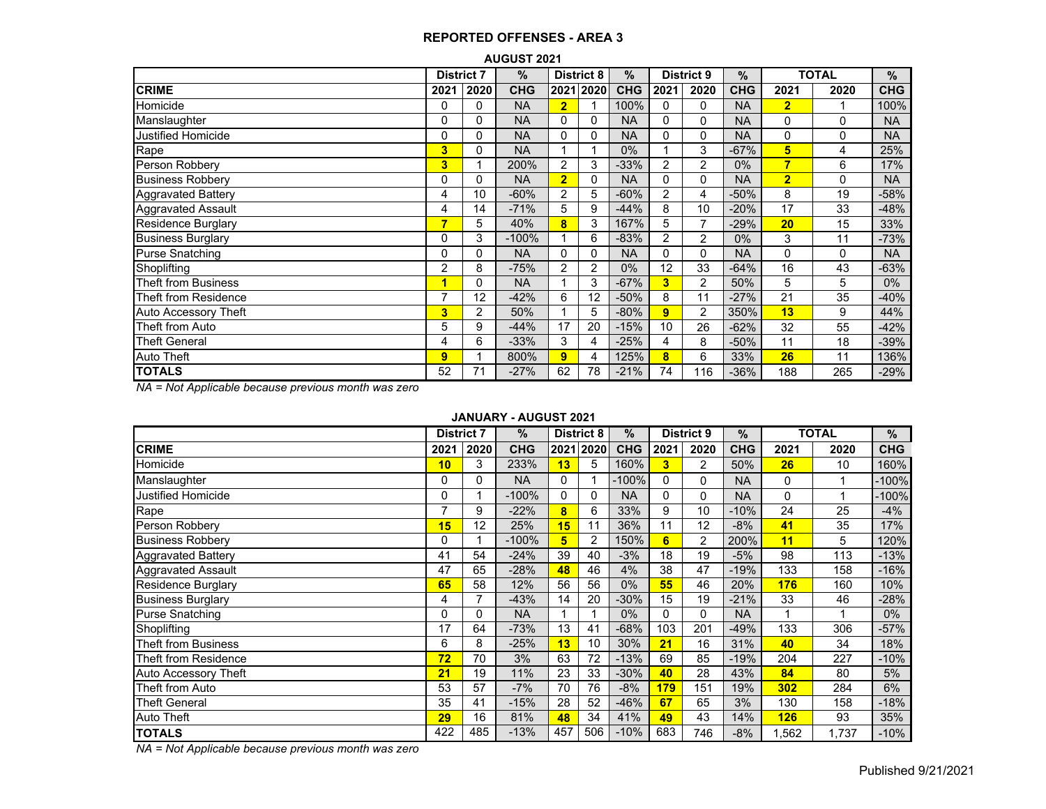## REPORTED OFFENSES - AREA 3

### AUGUST 2021

| | District 7 | | % | District 8 | | % | District 9 | | % | TOTAL | | % |
|---|---|---|---|---|---|---|---|---|---|---|---|---|
| **CRIME** | **2021** | **2020** | **CHG** | **2021** | **2020** | **CHG** | **2021** | **2020** | **CHG** | **2021** | **2020** | **CHG** |
| Homicide | 0 | 0 | NA | **2** | 1 | 100% | 0 | 0 | NA | **2** | 1 | 100% |
| Manslaughter | 0 | 0 | NA | 0 | 0 | NA | 0 | 0 | NA | 0 | 0 | NA |
| Justified Homicide | 0 | 0 | NA | 0 | 0 | NA | 0 | 0 | NA | 0 | 0 | NA |
| Rape | **3** | 0 | NA | 1 | 1 | 0% | 1 | 3 | -67% | **5** | 4 | 25% |
| Person Robbery | **3** | 1 | 200% | 2 | 3 | -33% | 2 | 2 | 0% | **7** | 6 | 17% |
| Business Robbery | 0 | 0 | NA | **2** | 0 | NA | 0 | 0 | NA | **2** | 0 | NA |
| Aggravated Battery | 4 | 10 | -60% | 2 | 5 | -60% | 2 | 4 | -50% | 8 | 19 | -58% |
| Aggravated Assault | 4 | 14 | -71% | 5 | 9 | -44% | 8 | 10 | -20% | 17 | 33 | -48% |
| Residence Burglary | **7** | 5 | 40% | **8** | 3 | 167% | 5 | 7 | -29% | **20** | 15 | 33% |
| Business Burglary | 0 | 3 | -100% | 1 | 6 | -83% | 2 | 2 | 0% | 3 | 11 | -73% |
| Purse Snatching | 0 | 0 | NA | 0 | 0 | NA | 0 | 0 | NA | 0 | 0 | NA |
| Shoplifting | 2 | 8 | -75% | 2 | 2 | 0% | 12 | 33 | -64% | 16 | 43 | -63% |
| Theft from Business | **1** | 0 | NA | 1 | 3 | -67% | **3** | 2 | 50% | 5 | 5 | 0% |
| Theft from Residence | 7 | 12 | -42% | 6 | 12 | -50% | 8 | 11 | -27% | 21 | 35 | -40% |
| Auto Accessory Theft | **3** | 2 | 50% | 1 | 5 | -80% | **9** | 2 | 350% | **13** | 9 | 44% |
| Theft from Auto | 5 | 9 | -44% | 17 | 20 | -15% | 10 | 26 | -62% | 32 | 55 | -42% |
| Theft General | 4 | 6 | -33% | 3 | 4 | -25% | 4 | 8 | -50% | 11 | 18 | -39% |
| Auto Theft | **9** | 1 | 800% | **9** | 4 | 125% | **8** | 6 | 33% | **26** | 11 | 136% |
| **TOTALS** | 52 | 71 | -27% | 62 | 78 | -21% | 74 | 116 | -36% | 188 | 265 | -29% |

*NA = Not Applicable because previous month was zero*

### JANUARY - AUGUST 2021

| | District 7 | | % | District 8 | | % | District 9 | | % | TOTAL | | % |
|---|---|---|---|---|---|---|---|---|---|---|---|---|
| **CRIME** | **2021** | **2020** | **CHG** | **2021** | **2020** | **CHG** | **2021** | **2020** | **CHG** | **2021** | **2020** | **CHG** |
| Homicide | **10** | 3 | 233% | **13** | 5 | 160% | **3** | 2 | 50% | **26** | 10 | 160% |
| Manslaughter | 0 | 0 | NA | 0 | 1 | -100% | 0 | 0 | NA | 0 | 1 | -100% |
| Justified Homicide | 0 | 1 | -100% | 0 | 0 | NA | 0 | 0 | NA | 0 | 1 | -100% |
| Rape | 7 | 9 | -22% | **8** | 6 | 33% | 9 | 10 | -10% | 24 | 25 | -4% |
| Person Robbery | **15** | 12 | 25% | **15** | 11 | 36% | 11 | 12 | -8% | **41** | 35 | 17% |
| Business Robbery | 0 | 1 | -100% | **5** | 2 | 150% | **6** | 2 | 200% | **11** | 5 | 120% |
| Aggravated Battery | 41 | 54 | -24% | 39 | 40 | -3% | 18 | 19 | -5% | 98 | 113 | -13% |
| Aggravated Assault | 47 | 65 | -28% | **48** | 46 | 4% | 38 | 47 | -19% | 133 | 158 | -16% |
| Residence Burglary | **65** | 58 | 12% | 56 | 56 | 0% | **55** | 46 | 20% | **176** | 160 | 10% |
| Business Burglary | 4 | 7 | -43% | 14 | 20 | -30% | 15 | 19 | -21% | 33 | 46 | -28% |
| Purse Snatching | 0 | 0 | NA | 1 | 1 | 0% | 0 | 0 | NA | 1 | 1 | 0% |
| Shoplifting | 17 | 64 | -73% | 13 | 41 | -68% | 103 | 201 | -49% | 133 | 306 | -57% |
| Theft from Business | 6 | 8 | -25% | **13** | 10 | 30% | **21** | 16 | 31% | **40** | 34 | 18% |
| Theft from Residence | **72** | 70 | 3% | 63 | 72 | -13% | 69 | 85 | -19% | 204 | 227 | -10% |
| Auto Accessory Theft | **21** | 19 | 11% | 23 | 33 | -30% | **40** | 28 | 43% | **84** | 80 | 5% |
| Theft from Auto | 53 | 57 | -7% | 70 | 76 | -8% | **179** | 151 | 19% | **302** | 284 | 6% |
| Theft General | 35 | 41 | -15% | 28 | 52 | -46% | **67** | 65 | 3% | 130 | 158 | -18% |
| Auto Theft | **29** | 16 | 81% | **48** | 34 | 41% | **49** | 43 | 14% | **126** | 93 | 35% |
| **TOTALS** | 422 | 485 | -13% | 457 | 506 | -10% | 683 | 746 | -8% | 1,562 | 1,737 | -10% |

*NA = Not Applicable because previous month was zero*

Published 9/21/2021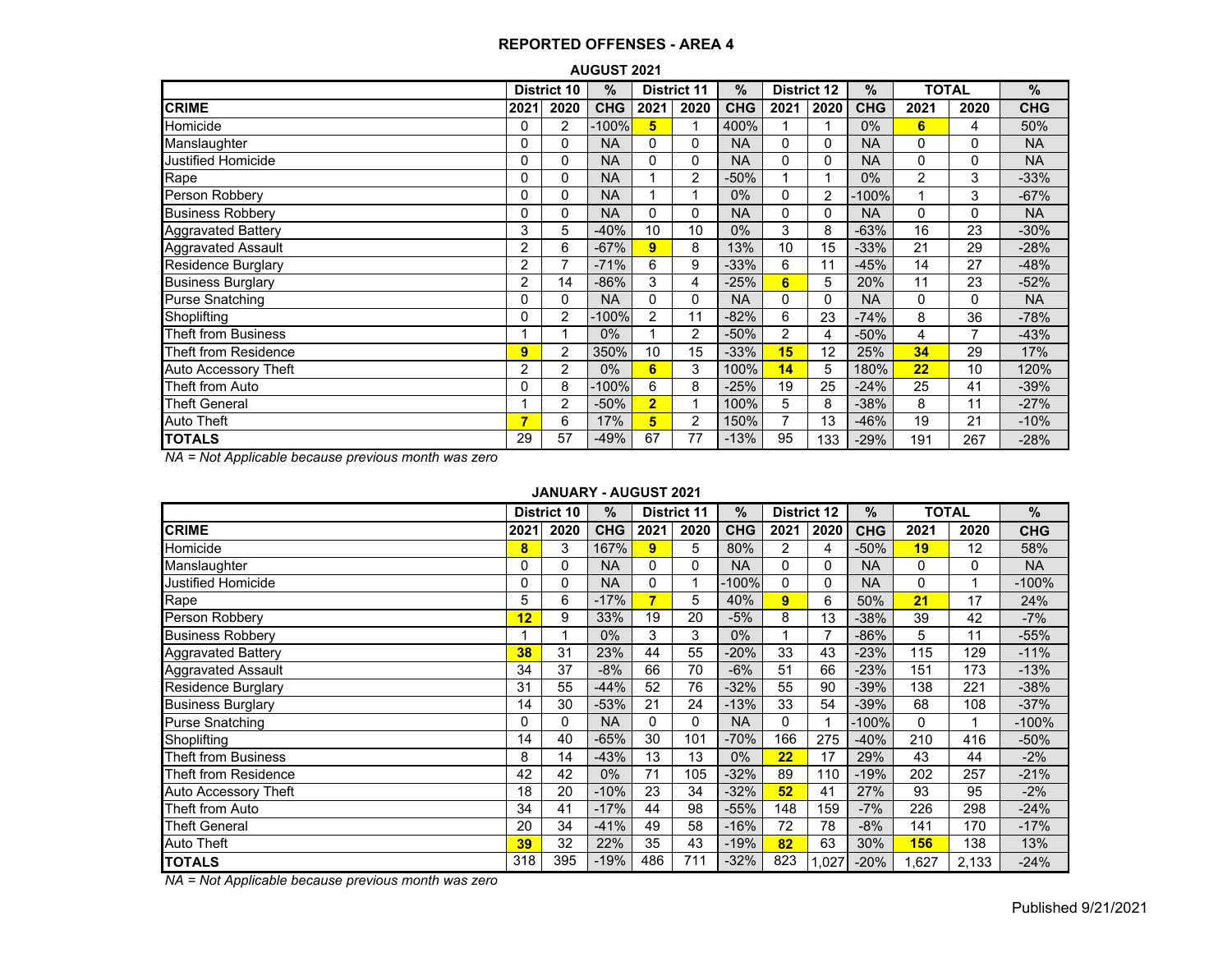## REPORTED OFFENSES - AREA 4

### AUGUST 2021

| | District 10 | | % | District 11 | | % | District 12 | | % | TOTAL | | % |
|---|---|---|---|---|---|---|---|---|---|---|---|---|
| **CRIME** | **2021** | **2020** | **CHG** | **2021** | **2020** | **CHG** | **2021** | **2020** | **CHG** | **2021** | **2020** | **CHG** |
| Homicide | 0 | 2 | -100% | **5** | 1 | 400% | 1 | 1 | 0% | **6** | 4 | 50% |
| Manslaughter | 0 | 0 | NA | 0 | 0 | NA | 0 | 0 | NA | 0 | 0 | NA |
| Justified Homicide | 0 | 0 | NA | 0 | 0 | NA | 0 | 0 | NA | 0 | 0 | NA |
| Rape | 0 | 0 | NA | 1 | 2 | -50% | 1 | 1 | 0% | 2 | 3 | -33% |
| Person Robbery | 0 | 0 | NA | 1 | 1 | 0% | 0 | 2 | -100% | 1 | 3 | -67% |
| Business Robbery | 0 | 0 | NA | 0 | 0 | NA | 0 | 0 | NA | 0 | 0 | NA |
| Aggravated Battery | 3 | 5 | -40% | 10 | 10 | 0% | 3 | 8 | -63% | 16 | 23 | -30% |
| Aggravated Assault | 2 | 6 | -67% | **9** | 8 | 13% | 10 | 15 | -33% | 21 | 29 | -28% |
| Residence Burglary | 2 | 7 | -71% | 6 | 9 | -33% | 6 | 11 | -45% | 14 | 27 | -48% |
| Business Burglary | 2 | 14 | -86% | 3 | 4 | -25% | **6** | 5 | 20% | 11 | 23 | -52% |
| Purse Snatching | 0 | 0 | NA | 0 | 0 | NA | 0 | 0 | NA | 0 | 0 | NA |
| Shoplifting | 0 | 2 | -100% | 2 | 11 | -82% | 6 | 23 | -74% | 8 | 36 | -78% |
| Theft from Business | 1 | 1 | 0% | 1 | 2 | -50% | 2 | 4 | -50% | 4 | 7 | -43% |
| Theft from Residence | **9** | 2 | 350% | 10 | 15 | -33% | **15** | 12 | 25% | **34** | 29 | 17% |
| Auto Accessory Theft | 2 | 2 | 0% | **6** | 3 | 100% | **14** | 5 | 180% | **22** | 10 | 120% |
| Theft from Auto | 0 | 8 | -100% | 6 | 8 | -25% | 19 | 25 | -24% | 25 | 41 | -39% |
| Theft General | 1 | 2 | -50% | **2** | 1 | 100% | 5 | 8 | -38% | 8 | 11 | -27% |
| Auto Theft | **7** | 6 | 17% | **5** | 2 | 150% | 7 | 13 | -46% | 19 | 21 | -10% |
| **TOTALS** | 29 | 57 | -49% | 67 | 77 | -13% | 95 | 133 | -29% | 191 | 267 | -28% |

*NA = Not Applicable because previous month was zero*

### JANUARY - AUGUST 2021

| | District 10 | | % | District 11 | | % | District 12 | | % | TOTAL | | % |
|---|---|---|---|---|---|---|---|---|---|---|---|---|
| **CRIME** | **2021** | **2020** | **CHG** | **2021** | **2020** | **CHG** | **2021** | **2020** | **CHG** | **2021** | **2020** | **CHG** |
| Homicide | **8** | 3 | 167% | **9** | 5 | 80% | 2 | 4 | -50% | **19** | 12 | 58% |
| Manslaughter | 0 | 0 | NA | 0 | 0 | NA | 0 | 0 | NA | 0 | 0 | NA |
| Justified Homicide | 0 | 0 | NA | 0 | 1 | -100% | 0 | 0 | NA | 0 | 1 | -100% |
| Rape | 5 | 6 | -17% | **7** | 5 | 40% | **9** | 6 | 50% | **21** | 17 | 24% |
| Person Robbery | **12** | 9 | 33% | 19 | 20 | -5% | 8 | 13 | -38% | 39 | 42 | -7% |
| Business Robbery | 1 | 1 | 0% | 3 | 3 | 0% | 1 | 7 | -86% | 5 | 11 | -55% |
| Aggravated Battery | **38** | 31 | 23% | 44 | 55 | -20% | 33 | 43 | -23% | 115 | 129 | -11% |
| Aggravated Assault | 34 | 37 | -8% | 66 | 70 | -6% | 51 | 66 | -23% | 151 | 173 | -13% |
| Residence Burglary | 31 | 55 | -44% | 52 | 76 | -32% | 55 | 90 | -39% | 138 | 221 | -38% |
| Business Burglary | 14 | 30 | -53% | 21 | 24 | -13% | 33 | 54 | -39% | 68 | 108 | -37% |
| Purse Snatching | 0 | 0 | NA | 0 | 0 | NA | 0 | 1 | -100% | 0 | 1 | -100% |
| Shoplifting | 14 | 40 | -65% | 30 | 101 | -70% | 166 | 275 | -40% | 210 | 416 | -50% |
| Theft from Business | 8 | 14 | -43% | 13 | 13 | 0% | **22** | 17 | 29% | 43 | 44 | -2% |
| Theft from Residence | 42 | 42 | 0% | 71 | 105 | -32% | 89 | 110 | -19% | 202 | 257 | -21% |
| Auto Accessory Theft | 18 | 20 | -10% | 23 | 34 | -32% | **52** | 41 | 27% | 93 | 95 | -2% |
| Theft from Auto | 34 | 41 | -17% | 44 | 98 | -55% | 148 | 159 | -7% | 226 | 298 | -24% |
| Theft General | 20 | 34 | -41% | 49 | 58 | -16% | 72 | 78 | -8% | 141 | 170 | -17% |
| Auto Theft | **39** | 32 | 22% | 35 | 43 | -19% | **82** | 63 | 30% | **156** | 138 | 13% |
| **TOTALS** | 318 | 395 | -19% | 486 | 711 | -32% | 823 | 1,027 | -20% | 1,627 | 2,133 | -24% |

*NA = Not Applicable because previous month was zero*

Published 9/21/2021